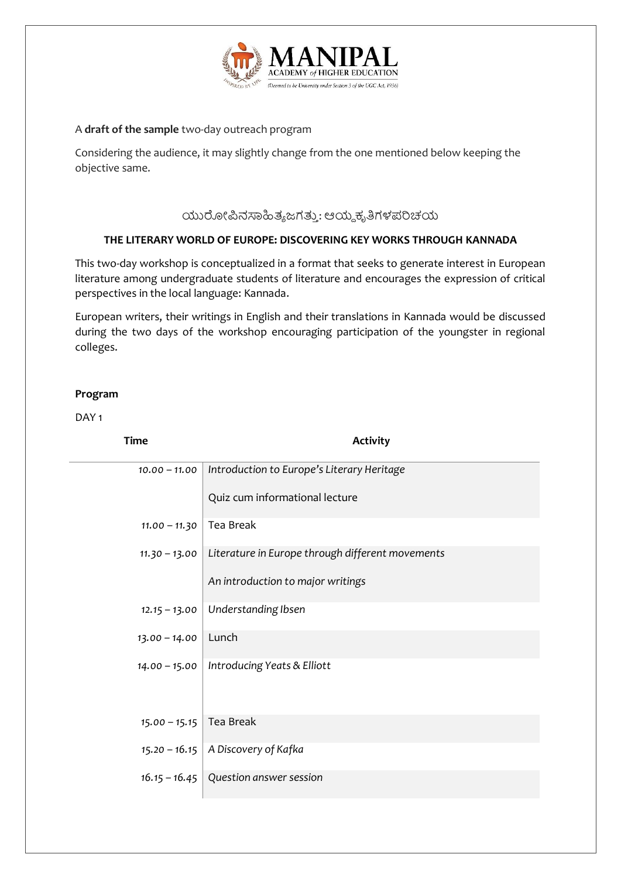MANIPAL ACADEMY of HIGHER EDUCATION (Deemed to be University under Section 3 of the UGC Act, 1956)

A **draft of the sample** two-day outreach program

Considering the audience, it may slightly change from the one mentioned below keeping the objective same.

ಯುರೋಪಿನಸಾಹಿತ್ಯಜಗತ್ತು: ಆಯ್ದಕೃತಿಗಳಪರಿಚಯ

**THE LITERARY WORLD OF EUROPE: DISCOVERING KEY WORKS THROUGH KANNADA**

This two-day workshop is conceptualized in a format that seeks to generate interest in European literature among undergraduate students of literature and encourages the expression of critical perspectives in the local language: Kannada.

European writers, their writings in English and their translations in Kannada would be discussed during the two days of the workshop encouraging participation of the youngster in regional colleges.

**Program**

DAY 1

| Time | Activity |
|---|---|
| *10.00 – 11.00* | *Introduction to Europe's Literary Heritage*<br>Quiz cum informational lecture |
| *11.00 – 11.30* | Tea Break |
| *11.30 – 13.00* | *Literature in Europe through different movements*<br>*An introduction to major writings* |
| *12.15 – 13.00* | *Understanding Ibsen* |
| *13.00 – 14.00* | Lunch |
| *14.00 – 15.00* | *Introducing Yeats & Elliott* |
| *15.00 – 15.15* | Tea Break |
| *15.20 – 16.15* | *A Discovery of Kafka* |
| *16.15 – 16.45* | *Question answer session* |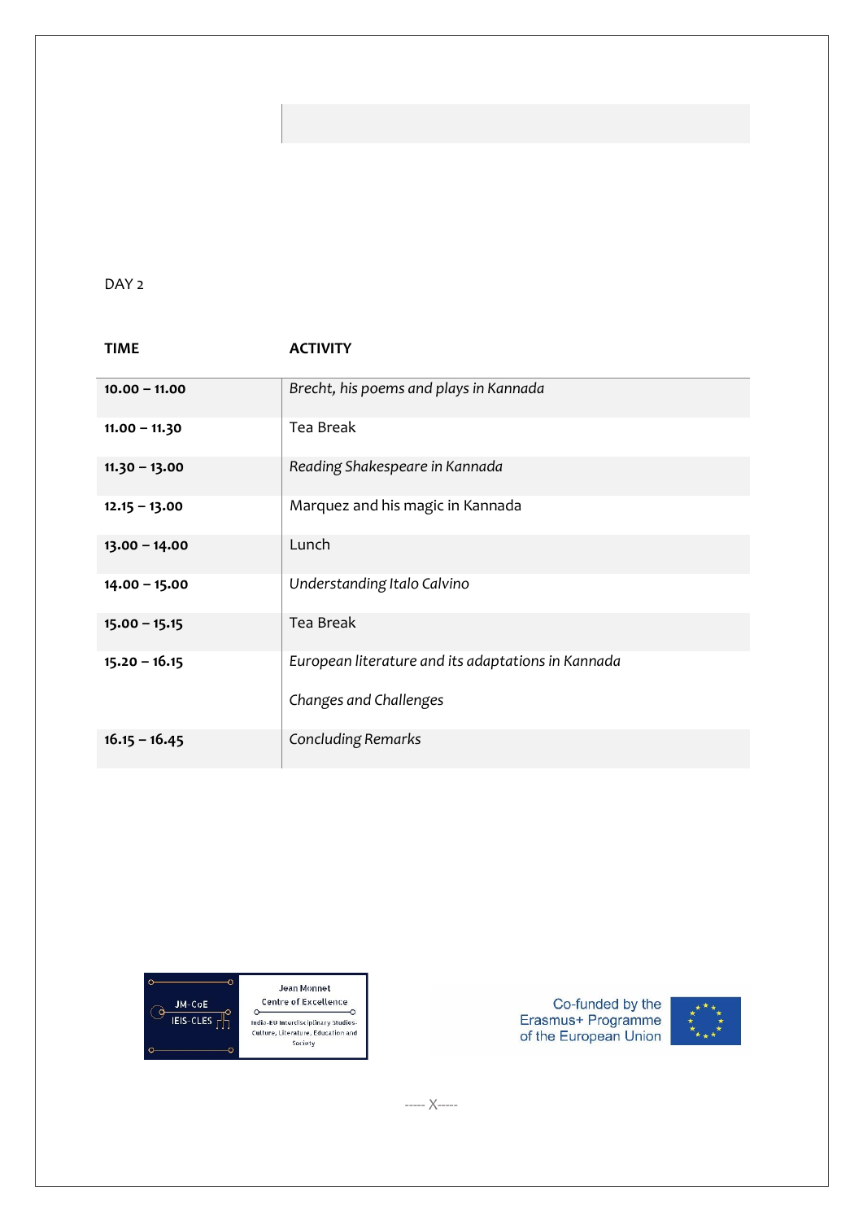DAY 2

| TIME | ACTIVITY |
|---|---|
| **10.00 – 11.00** | *Brecht, his poems and plays in Kannada* |
| **11.00 – 11.30** | Tea Break |
| **11.30 – 13.00** | *Reading Shakespeare in Kannada* |
| **12.15 – 13.00** | Marquez and his magic in Kannada |
| **13.00 – 14.00** | Lunch |
| **14.00 – 15.00** | *Understanding Italo Calvino* |
| **15.00 – 15.15** | Tea Break |
| **15.20 – 16.15** | *European literature and its adaptations in Kannada*<br><br>*Changes and Challenges* |
| **16.15 – 16.45** | *Concluding Remarks* |

JM-CoE IEIS-CLES

Jean Monnet Centre of Excellence

India-EU Interdisciplinary Studies-Culture, Literature, Education and Society

Co-funded by the Erasmus+ Programme of the European Union

----- X-----